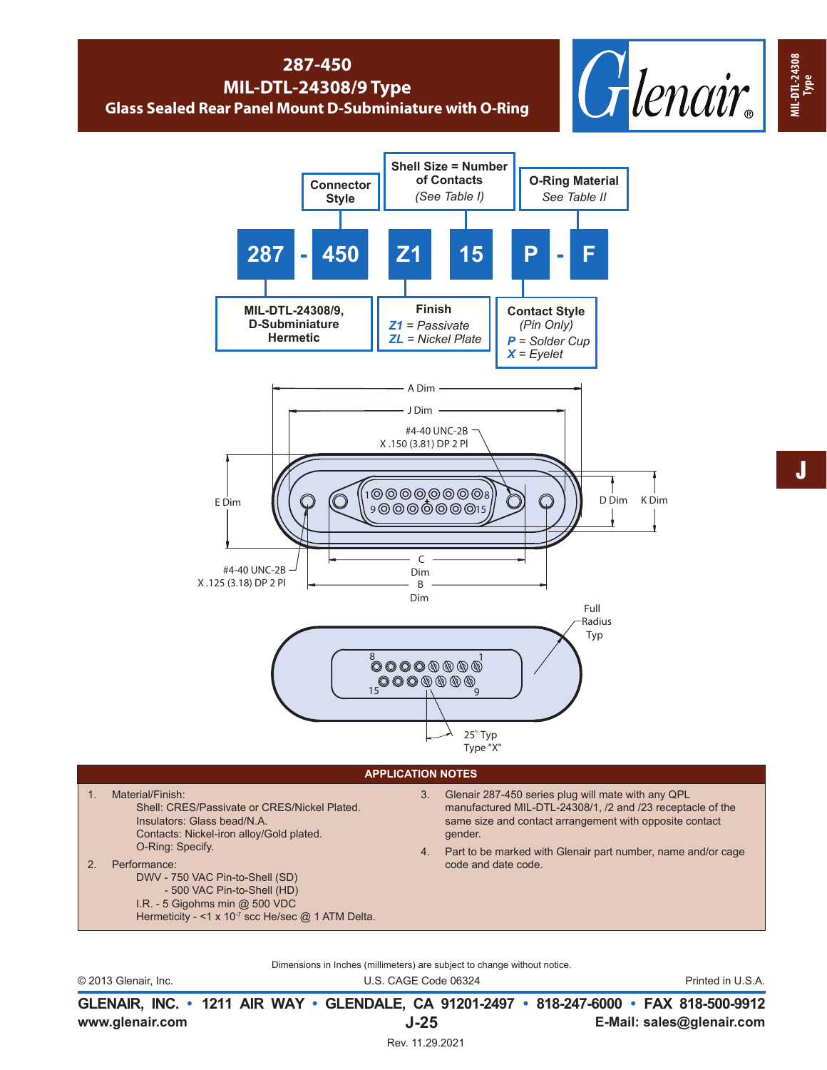# 287-450
## MIL-DTL-24308/9 Type
### Glass Sealed Rear Panel Mount D-Subminiature with O-Ring

**Part Number Example: 287 - 450 Z1 15 P - F**

| Field | Value | Description |
|---|---|---|
| Connector Style | 287 | MIL-DTL-24308/9, D-Subminiature Hermetic |
| | 450 | |
| Finish | Z1 | *Z1* = Passivate; *ZL* = Nickel Plate |
| Shell Size = Number of Contacts | 15 | *(See Table I)* |
| Contact Style (Pin Only) | P | *P* = Solder Cup; *X* = Eyelet |
| O-Ring Material | F | *See Table II* |

A Dim
J Dim
#4-40 UNC-2B X .150 (3.81) DP 2 Pl
E Dim
D Dim
K Dim
#4-40 UNC-2B X .125 (3.18) DP 2 Pl
C Dim
B Dim
Full Radius Typ
25° Typ Type "X"

## APPLICATION NOTES

1. Material/Finish:
   - Shell: CRES/Passivate or CRES/Nickel Plated.
   - Insulators: Glass bead/N.A.
   - Contacts: Nickel-iron alloy/Gold plated.
   - O-Ring: Specify.
2. Performance:
   - DWV - 750 VAC Pin-to-Shell (SD)
   - 500 VAC Pin-to-Shell (HD)
   - I.R. - 5 Gigohms min @ 500 VDC
   - Hermeticity - <1 x $10^{-7}$ scc He/sec @ 1 ATM Delta.
3. Glenair 287-450 series plug will mate with any QPL manufactured MIL-DTL-24308/1, /2 and /23 receptacle of the same size and contact arrangement with opposite contact gender.
4. Part to be marked with Glenair part number, name and/or cage code and date code.

Dimensions in Inches (millimeters) are subject to change without notice.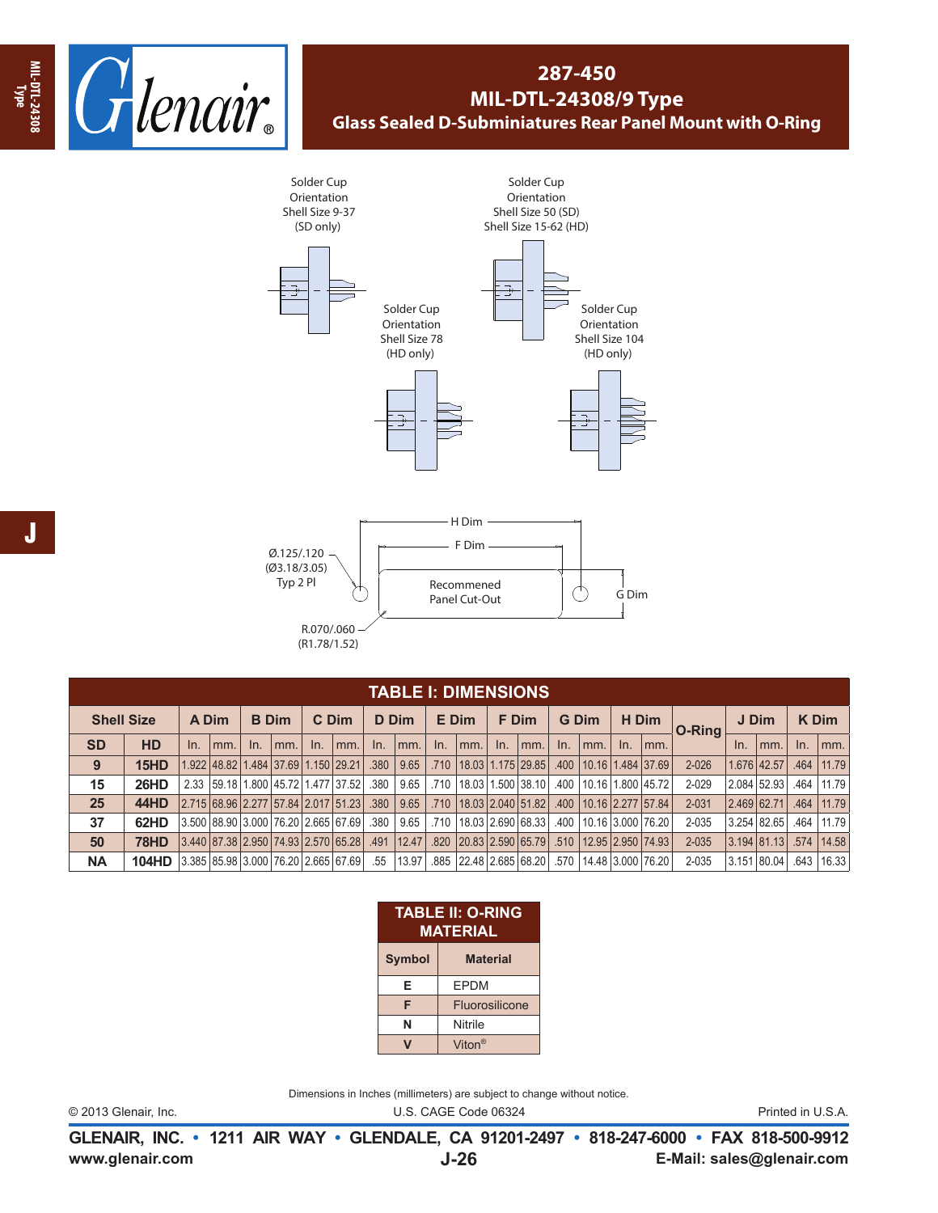# 287-450
## MIL-DTL-24308/9 Type
### Glass Sealed D-Subminiatures Rear Panel Mount with O-Ring

Solder Cup Orientation Shell Size 9-37 (SD only)

Solder Cup Orientation Shell Size 50 (SD) Shell Size 15-62 (HD)

Solder Cup Orientation Shell Size 78 (HD only)

Solder Cup Orientation Shell Size 104 (HD only)

H Dim

F Dim

Ø.125/.120 (Ø3.18/3.05) Typ 2 Pl

Recommened Panel Cut-Out

G Dim

R.070/.060 (R1.78/1.52)

**TABLE I: DIMENSIONS**

| Shell Size | | A Dim | | B Dim | | C Dim | | D Dim | | E Dim | | F Dim | | G Dim | | H Dim | | O-Ring | J Dim | | K Dim | |
|---|---|---|---|---|---|---|---|---|---|---|---|---|---|---|---|---|---|---|---|---|---|---|
| SD | HD | In. | mm. | In. | mm. | In. | mm. | In. | mm. | In. | mm. | In. | mm. | In. | mm. | In. | mm. | | In. | mm. | In. | mm. |
| 9 | 15HD | 1.922 | 48.82 | 1.484 | 37.69 | 1.150 | 29.21 | .380 | 9.65 | .710 | 18.03 | 1.175 | 29.85 | .400 | 10.16 | 1.484 | 37.69 | 2-026 | 1.676 | 42.57 | .464 | 11.79 |
| 15 | 26HD | 2.33 | 59.18 | 1.800 | 45.72 | 1.477 | 37.52 | .380 | 9.65 | .710 | 18.03 | 1.500 | 38.10 | .400 | 10.16 | 1.800 | 45.72 | 2-029 | 2.084 | 52.93 | .464 | 11.79 |
| 25 | 44HD | 2.715 | 68.96 | 2.277 | 57.84 | 2.017 | 51.23 | .380 | 9.65 | .710 | 18.03 | 2.040 | 51.82 | .400 | 10.16 | 2.277 | 57.84 | 2-031 | 2.469 | 62.71 | .464 | 11.79 |
| 37 | 62HD | 3.500 | 88.90 | 3.000 | 76.20 | 2.665 | 67.69 | .380 | 9.65 | .710 | 18.03 | 2.690 | 68.33 | .400 | 10.16 | 3.000 | 76.20 | 2-035 | 3.254 | 82.65 | .464 | 11.79 |
| 50 | 78HD | 3.440 | 87.38 | 2.950 | 74.93 | 2.570 | 65.28 | .491 | 12.47 | .820 | 20.83 | 2.590 | 65.79 | .510 | 12.95 | 2.950 | 74.93 | 2-035 | 3.194 | 81.13 | .574 | 14.58 |
| NA | 104HD | 3.385 | 85.98 | 3.000 | 76.20 | 2.665 | 67.69 | .55 | 13.97 | .885 | 22.48 | 2.685 | 68.20 | .570 | 14.48 | 3.000 | 76.20 | 2-035 | 3.151 | 80.04 | .643 | 16.33 |

**TABLE II: O-RING MATERIAL**

| Symbol | Material |
|---|---|
| E | EPDM |
| F | Fluorosilicone |
| N | Nitrile |
| V | Viton® |

Dimensions in Inches (millimeters) are subject to change without notice.

© 2013 Glenair, Inc. U.S. CAGE Code 06324 Printed in U.S.A.

**GLENAIR, INC. • 1211 AIR WAY • GLENDALE, CA 91201-2497 • 818-247-6000 • FAX 818-500-9912**

www.glenair.com E-Mail: sales@glenair.com